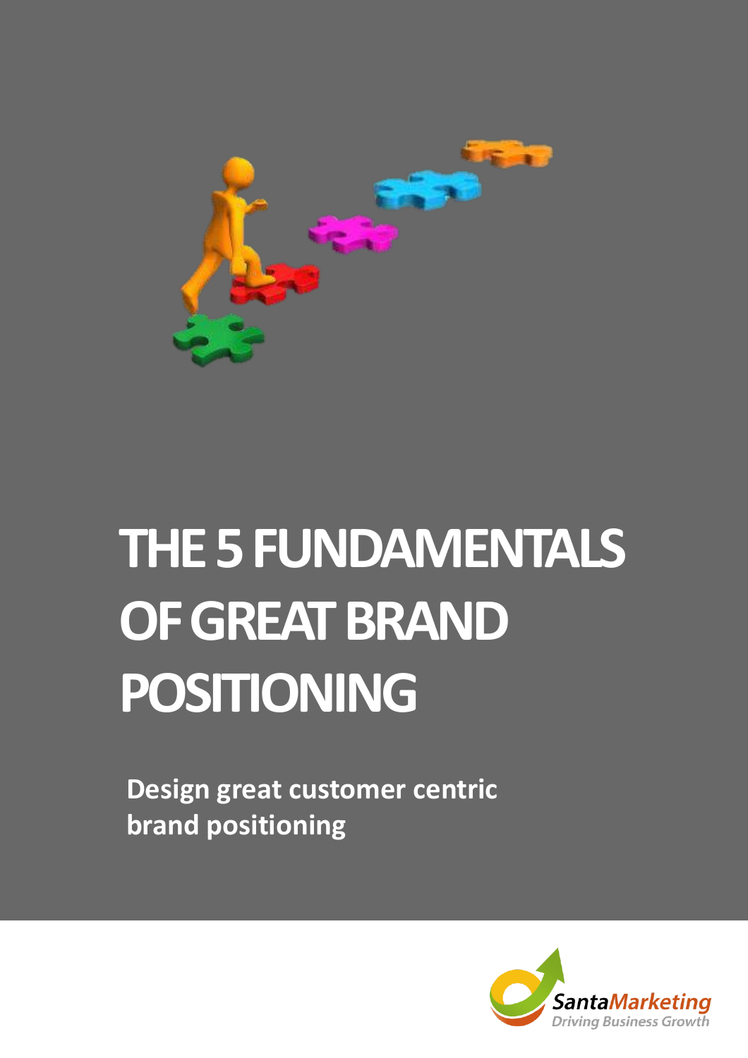# THE 5 FUNDAMENTALS OF GREAT BRAND POSITIONING

**Design great customer centric brand positioning**

SantaMarketing
*Driving Business Growth*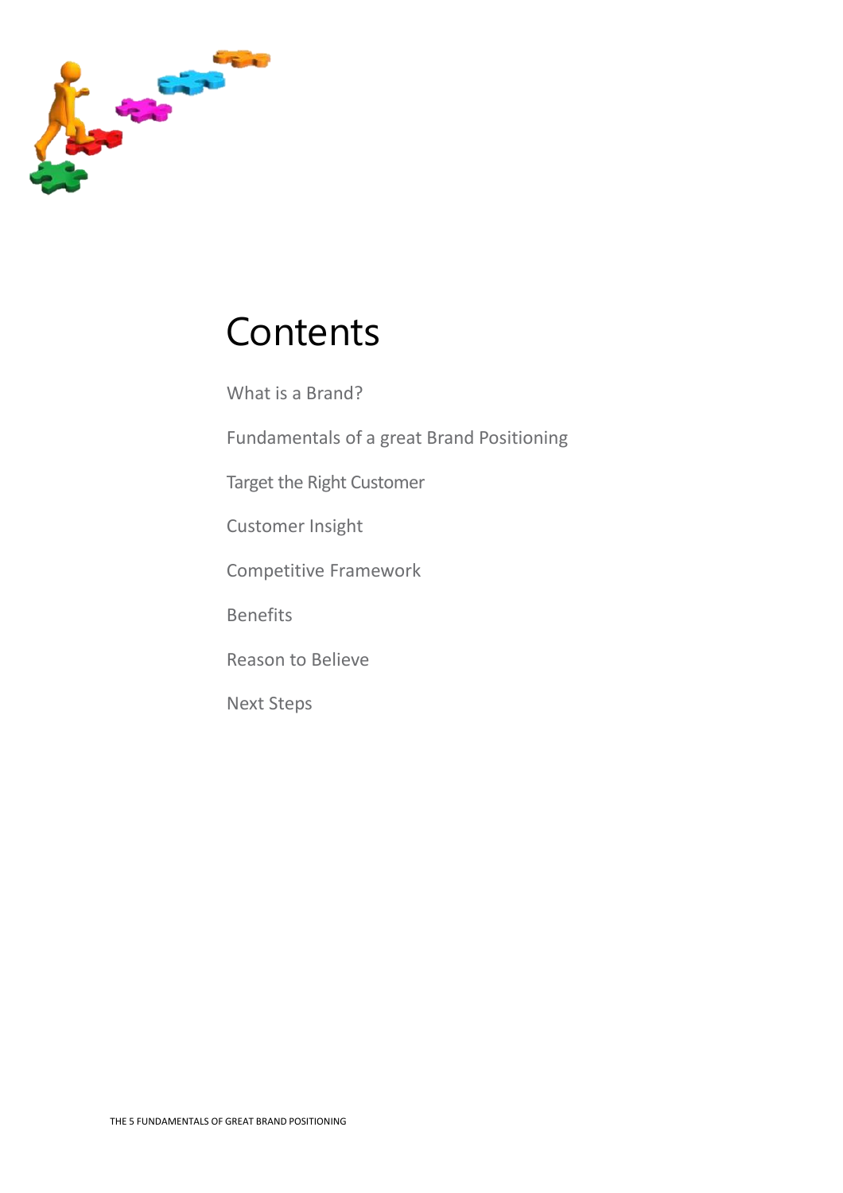# Contents

What is a Brand?

Fundamentals of a great Brand Positioning

Target the Right Customer

Customer Insight

Competitive Framework

Benefits

Reason to Believe

Next Steps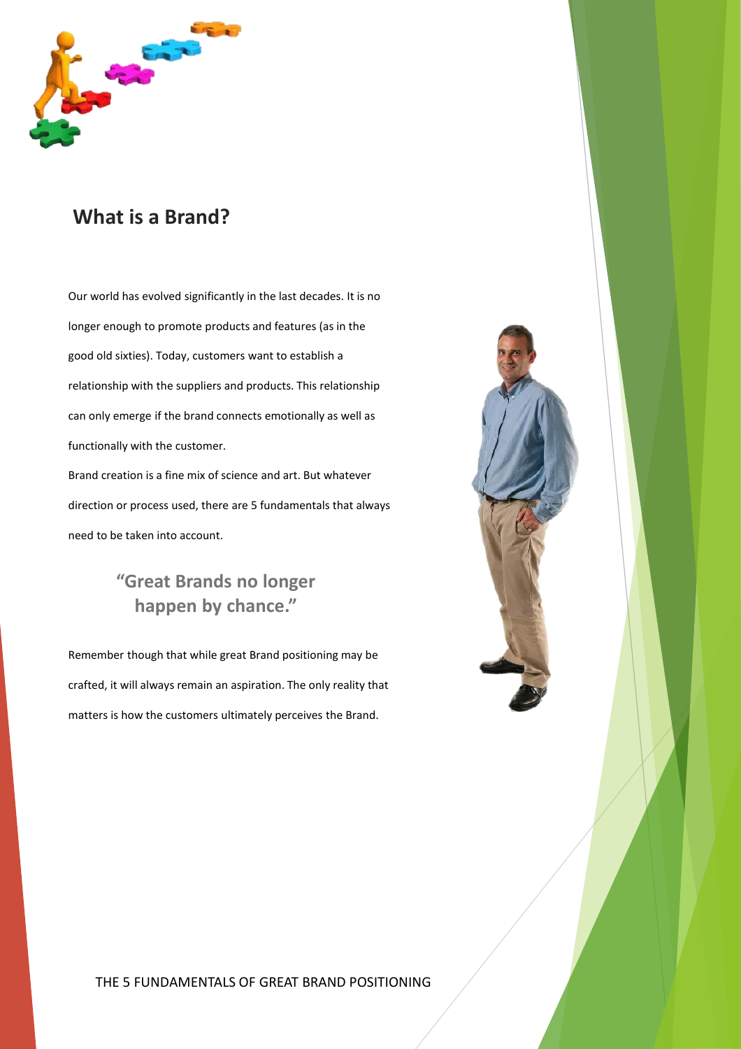# What is a Brand?

Our world has evolved significantly in the last decades. It is no longer enough to promote products and features (as in the good old sixties). Today, customers want to establish a relationship with the suppliers and products. This relationship can only emerge if the brand connects emotionally as well as functionally with the customer.

Brand creation is a fine mix of science and art. But whatever direction or process used, there are 5 fundamentals that always need to be taken into account.

> **"Great Brands no longer happen by chance."**

Remember though that while great Brand positioning may be crafted, it will always remain an aspiration. The only reality that matters is how the customers ultimately perceives the Brand.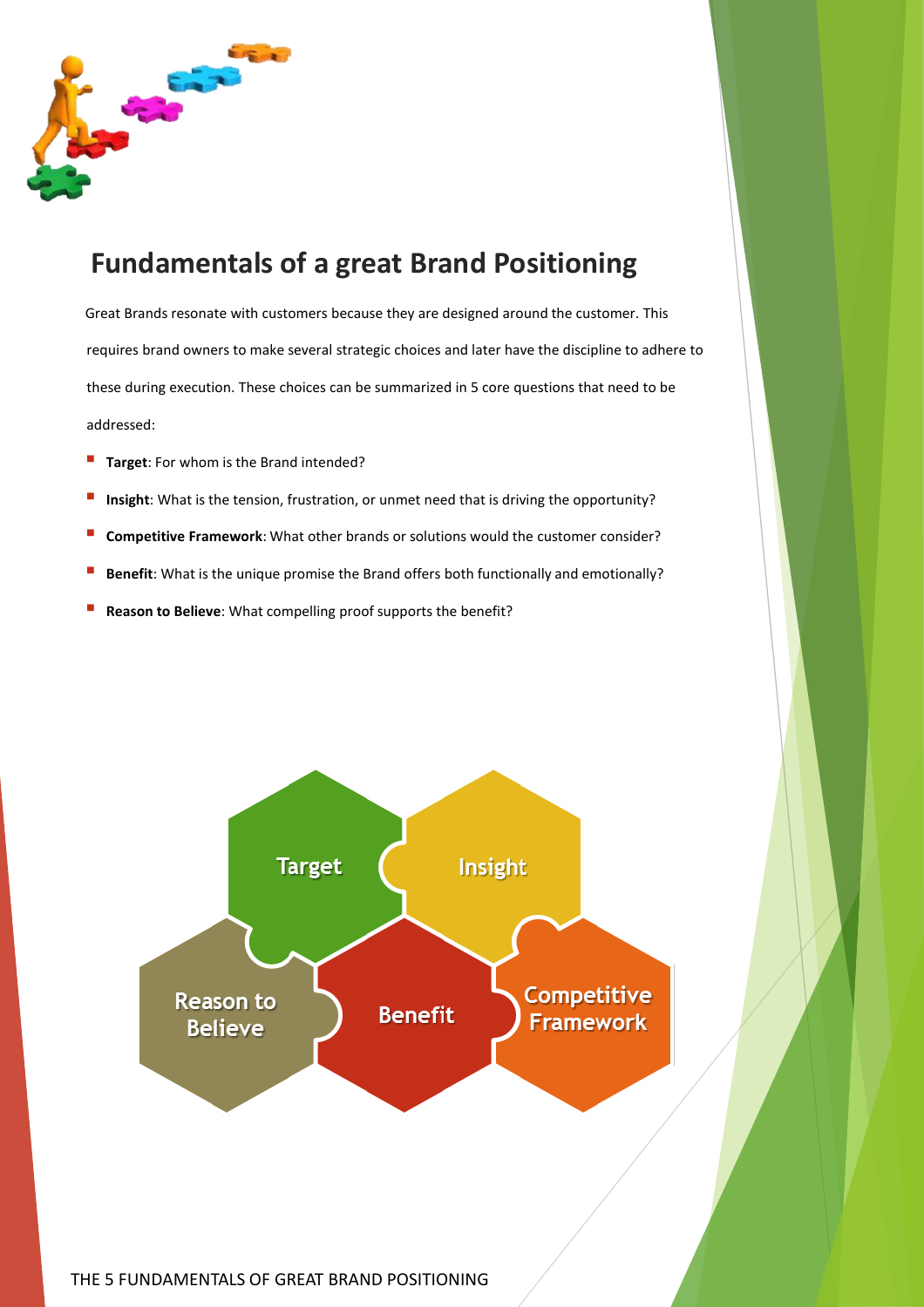## Fundamentals of a great Brand Positioning

Great Brands resonate with customers because they are designed around the customer. This requires brand owners to make several strategic choices and later have the discipline to adhere to these during execution. These choices can be summarized in 5 core questions that need to be addressed:

- **Target**: For whom is the Brand intended?
- **Insight**: What is the tension, frustration, or unmet need that is driving the opportunity?
- **Competitive Framework**: What other brands or solutions would the customer consider?
- **Benefit**: What is the unique promise the Brand offers both functionally and emotionally?
- **Reason to Believe**: What compelling proof supports the benefit?

Target

Insight

Reason to Believe

Benefit

Competitive Framework

THE 5 FUNDAMENTALS OF GREAT BRAND POSITIONING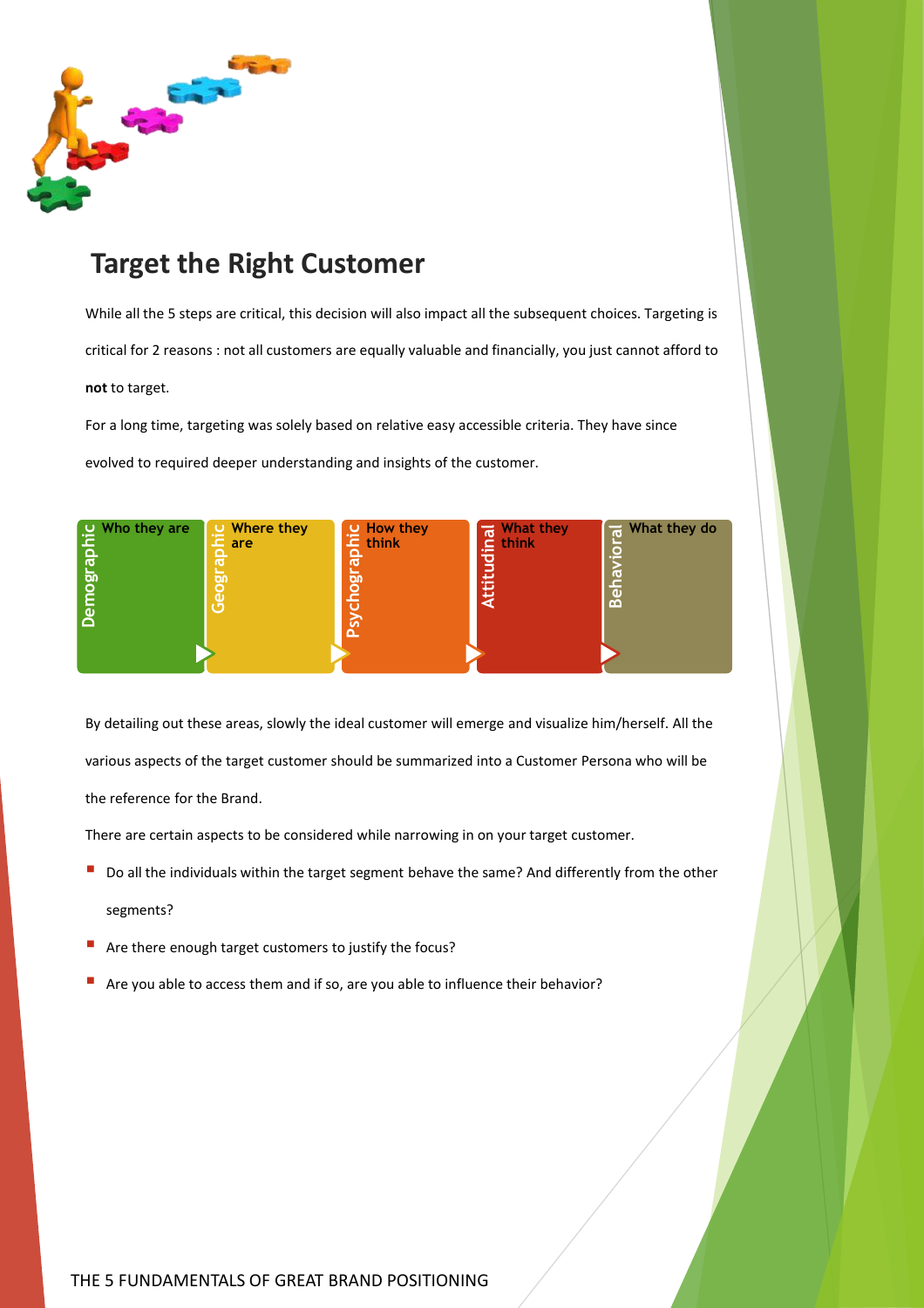# Target the Right Customer

While all the 5 steps are critical, this decision will also impact all the subsequent choices. Targeting is critical for 2 reasons : not all customers are equally valuable and financially, you just cannot afford to **not** to target.

For a long time, targeting was solely based on relative easy accessible criteria. They have since evolved to required deeper understanding and insights of the customer.

| Demographic | Geographic | Psychographic | Attitudinal | Behavioral |
|---|---|---|---|---|
| Who they are | Where they are | How they think | What they think | What they do |

By detailing out these areas, slowly the ideal customer will emerge and visualize him/herself. All the various aspects of the target customer should be summarized into a Customer Persona who will be the reference for the Brand.

There are certain aspects to be considered while narrowing in on your target customer.

- Do all the individuals within the target segment behave the same? And differently from the other segments?
- Are there enough target customers to justify the focus?
- Are you able to access them and if so, are you able to influence their behavior?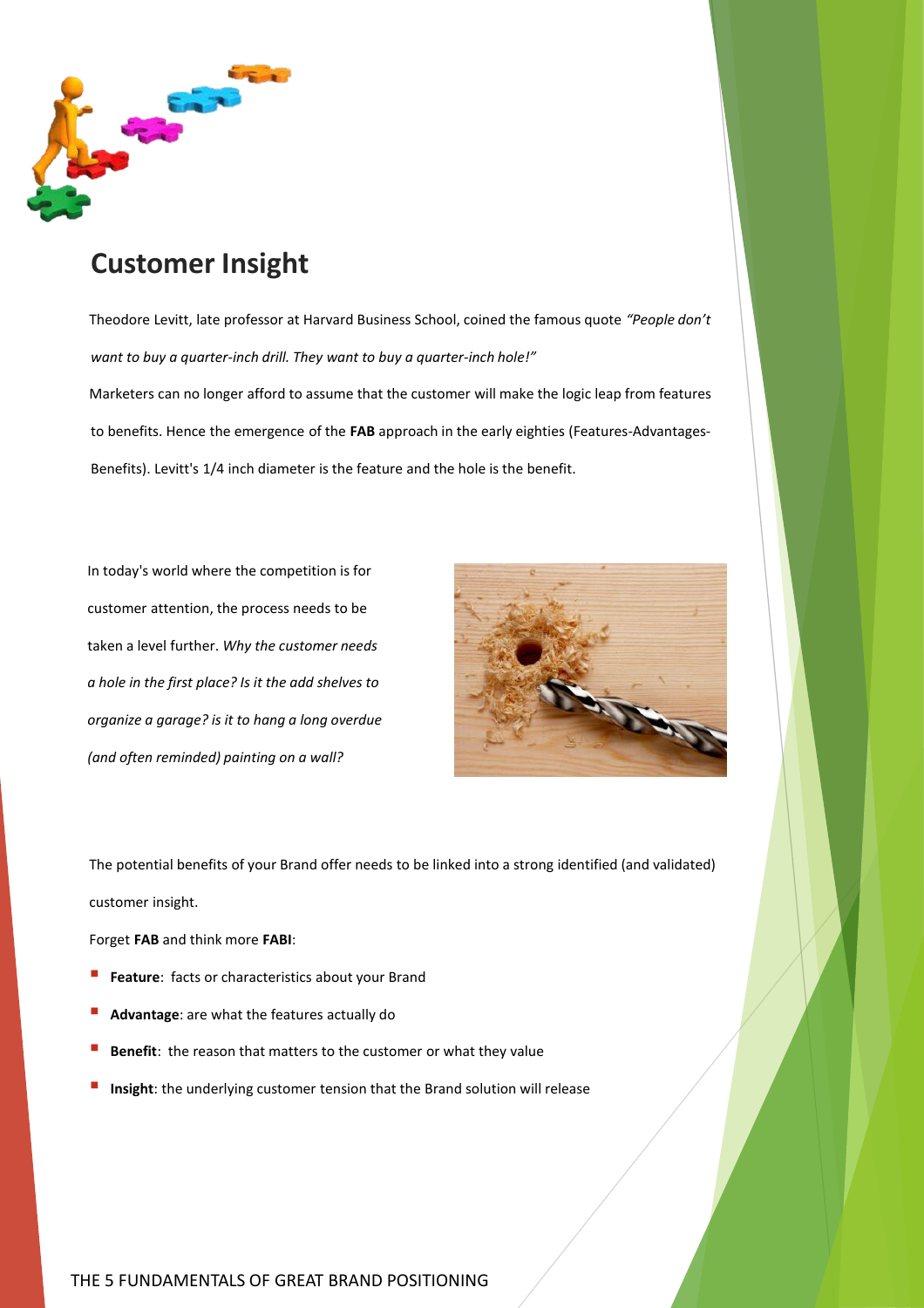# Customer Insight

Theodore Levitt, late professor at Harvard Business School, coined the famous quote *"People don't want to buy a quarter-inch drill. They want to buy a quarter-inch hole!"*

Marketers can no longer afford to assume that the customer will make the logic leap from features to benefits. Hence the emergence of the **FAB** approach in the early eighties (Features-Advantages-Benefits). Levitt's 1/4 inch diameter is the feature and the hole is the benefit.

In today's world where the competition is for customer attention, the process needs to be taken a level further. *Why the customer needs a hole in the first place? Is it the add shelves to organize a garage? is it to hang a long overdue (and often reminded) painting on a wall?*

The potential benefits of your Brand offer needs to be linked into a strong identified (and validated) customer insight.

Forget **FAB** and think more **FABI**:

- **Feature**: facts or characteristics about your Brand
- **Advantage**: are what the features actually do
- **Benefit**: the reason that matters to the customer or what they value
- **Insight**: the underlying customer tension that the Brand solution will release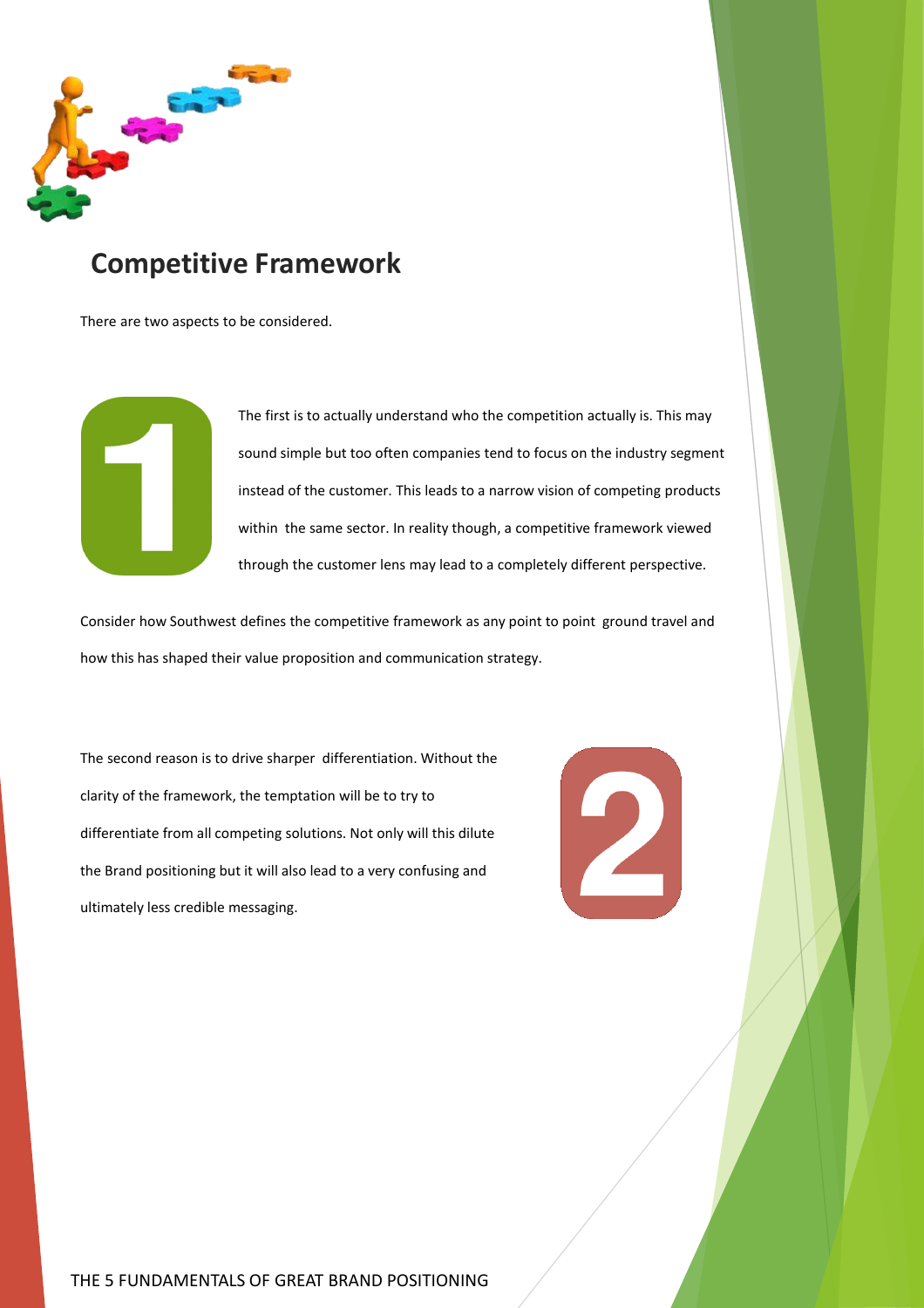## Competitive Framework

There are two aspects to be considered.

1. The first is to actually understand who the competition actually is. This may sound simple but too often companies tend to focus on the industry segment instead of the customer. This leads to a narrow vision of competing products within the same sector. In reality though, a competitive framework viewed through the customer lens may lead to a completely different perspective.

Consider how Southwest defines the competitive framework as any point to point ground travel and how this has shaped their value proposition and communication strategy.

2. The second reason is to drive sharper differentiation. Without the clarity of the framework, the temptation will be to try to differentiate from all competing solutions. Not only will this dilute the Brand positioning but it will also lead to a very confusing and ultimately less credible messaging.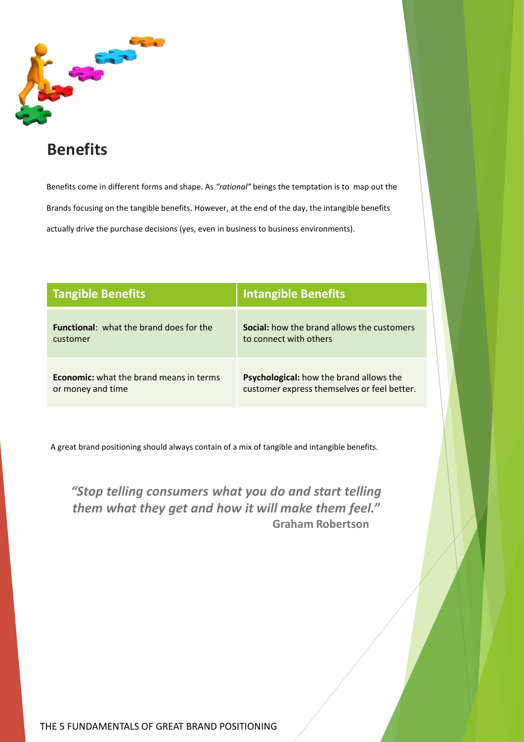## Benefits

Benefits come in different forms and shape. As *"rational"* beings the temptation is to map out the Brands focusing on the tangible benefits. However, at the end of the day, the intangible benefits actually drive the purchase decisions (yes, even in business to business environments).

| Tangible Benefits | Intangible Benefits |
| --- | --- |
| **Functional**: what the brand does for the customer | **Social:** how the brand allows the customers to connect with others |
| **Economic:** what the brand means in terms or money and time | **Psychological:** how the brand allows the customer express themselves or feel better. |

A great brand positioning should always contain of a mix of tangible and intangible benefits.

> ***"Stop telling consumers what you do and start telling them what they get and how it will make them feel."***
> **Graham Robertson**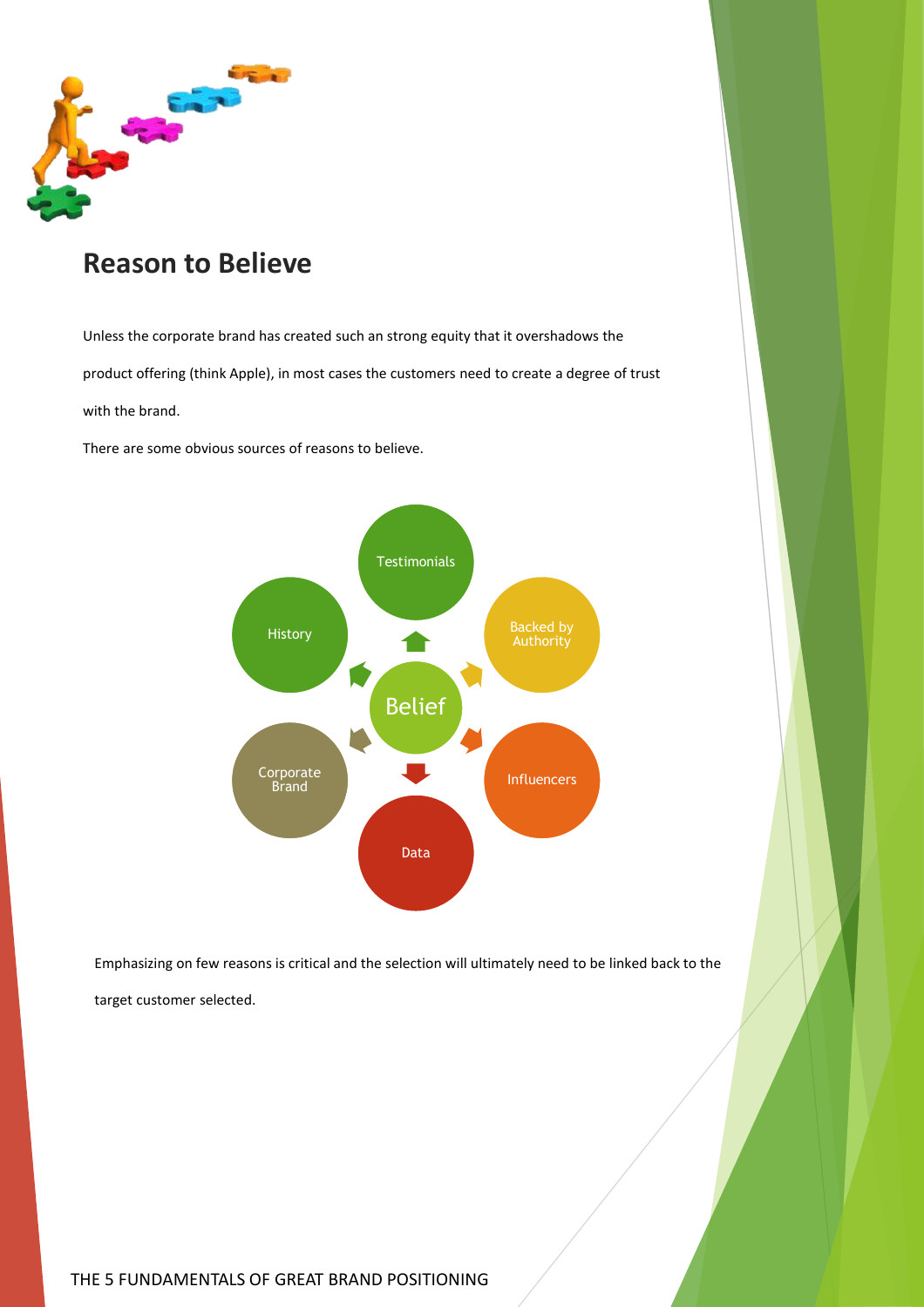## Reason to Believe

Unless the corporate brand has created such an strong equity that it overshadows the product offering (think Apple), in most cases the customers need to create a degree of trust with the brand.

There are some obvious sources of reasons to believe.

- Belief
  - Testimonials
  - Backed by Authority
  - Influencers
  - Data
  - Corporate Brand
  - History

Emphasizing on few reasons is critical and the selection will ultimately need to be linked back to the target customer selected.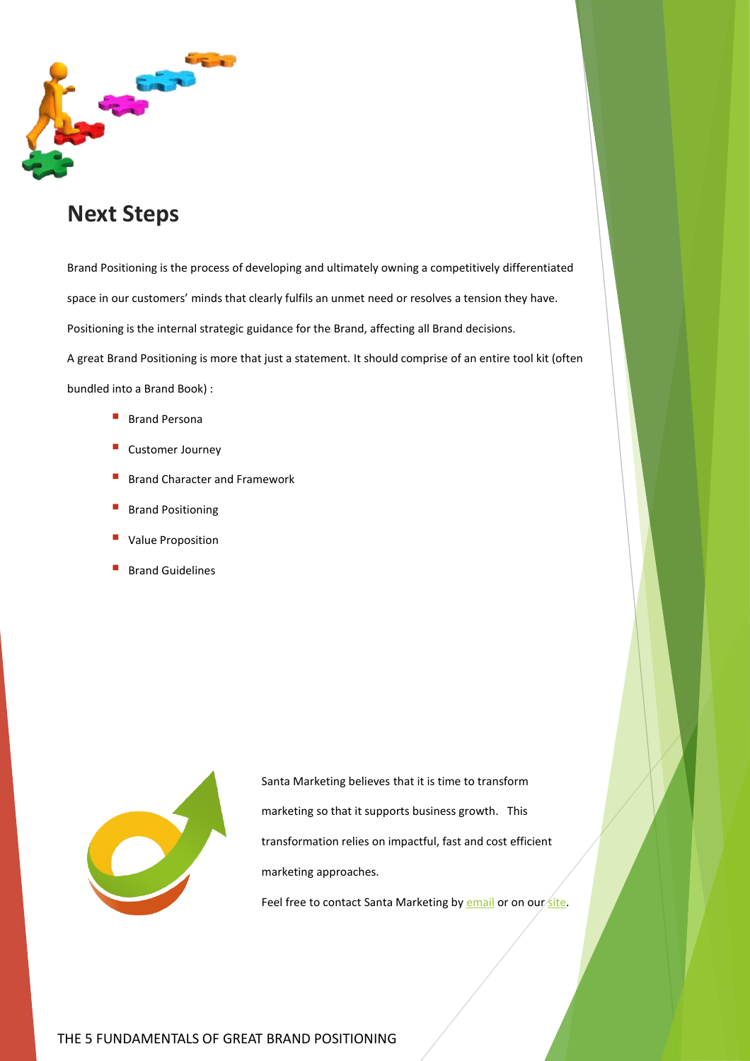## Next Steps

Brand Positioning is the process of developing and ultimately owning a competitively differentiated space in our customers' minds that clearly fulfils an unmet need or resolves a tension they have.

Positioning is the internal strategic guidance for the Brand, affecting all Brand decisions.

A great Brand Positioning is more that just a statement. It should comprise of an entire tool kit (often bundled into a Brand Book) :

- Brand Persona
- Customer Journey
- Brand Character and Framework
- Brand Positioning
- Value Proposition
- Brand Guidelines

Santa Marketing believes that it is time to transform marketing so that it supports business growth. This transformation relies on impactful, fast and cost efficient marketing approaches.

Feel free to contact Santa Marketing by email or on our site.